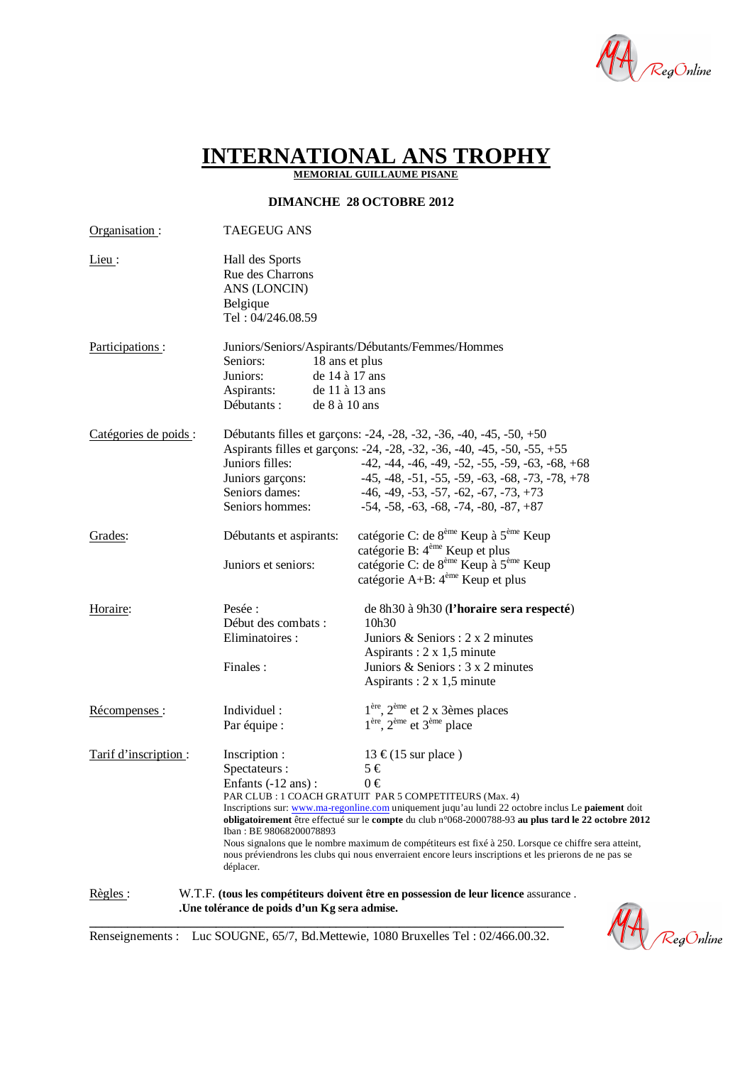# INTERNATIONAL ANS TROPHY

**MEMORIAL GUILLAUME PISANE**

**DIMANCHE 28 OCTOBRE 2012**

Organisation : TAEGEUG ANS

Lieu : Hall des Sports
Rue des Charrons
ANS (LONCIN)
Belgique
Tel : 04/246.08.59

Participations : Juniors/Seniors/Aspirants/Débutants/Femmes/Hommes

| | |
|---|---|
| Seniors: | 18 ans et plus |
| Juniors: | de 14 à 17 ans |
| Aspirants: | de 11 à 13 ans |
| Débutants : | de 8 à 10 ans |

Catégories de poids : Débutants filles et garçons: -24, -28, -32, -36, -40, -45, -50, +50
Aspirants filles et garçons: -24, -28, -32, -36, -40, -45, -50, -55, +55

| | |
|---|---|
| Juniors filles: | -42, -44, -46, -49, -52, -55, -59, -63, -68, +68 |
| Juniors garçons: | -45, -48, -51, -55, -59, -63, -68, -73, -78, +78 |
| Seniors dames: | -46, -49, -53, -57, -62, -67, -73, +73 |
| Seniors hommes: | -54, -58, -63, -68, -74, -80, -87, +87 |

Grades:

| | |
|---|---|
| Débutants et aspirants: | catégorie C: de 8ème Keup à 5ème Keup |
| | catégorie B: 4ème Keup et plus |
| Juniors et seniors: | catégorie C: de 8ème Keup à 5ème Keup |
| | catégorie A+B: 4ème Keup et plus |

Horaire:

| | |
|---|---|
| Pesée : | de 8h30 à 9h30 (**l'horaire sera respecté**) |
| Début des combats : | 10h30 |
| Eliminatoires : | Juniors & Seniors : 2 x 2 minutes |
| | Aspirants : 2 x 1,5 minute |
| Finales : | Juniors & Seniors : 3 x 2 minutes |
| | Aspirants : 2 x 1,5 minute |

Récompenses :

| | |
|---|---|
| Individuel : | 1ère, 2ème et 2 x 3èmes places |
| Par équipe : | 1ère, 2ème et 3ème place |

Tarif d'inscription :

| | |
|---|---|
| Inscription : | 13 € (15 sur place ) |
| Spectateurs : | 5 € |
| Enfants (-12 ans) : | 0 € |

PAR CLUB : 1 COACH GRATUIT PAR 5 COMPETITEURS (Max. 4)

Inscriptions sur: www.ma-regonline.com uniquement juqu'au lundi 22 octobre inclus Le **paiement** doit **obligatoirement** être effectué sur le **compte** du club n°068-2000788-93 **au plus tard le 22 octobre 2012**
Iban : BE 98068200078893

Nous signalons que le nombre maximum de compétiteurs est fixé à 250. Lorsque ce chiffre sera atteint, nous préviendrons les clubs qui nous enverraient encore leurs inscriptions et les prierons de ne pas se déplacer.

Règles : W.T.F. **(tous les compétiteurs doivent être en possession de leur licence** assurance .
**.Une tolérance de poids d'un Kg sera admise.**

---

Renseignements : Luc SOUGNE, 65/7, Bd.Mettewie, 1080 Bruxelles Tel : 02/466.00.32.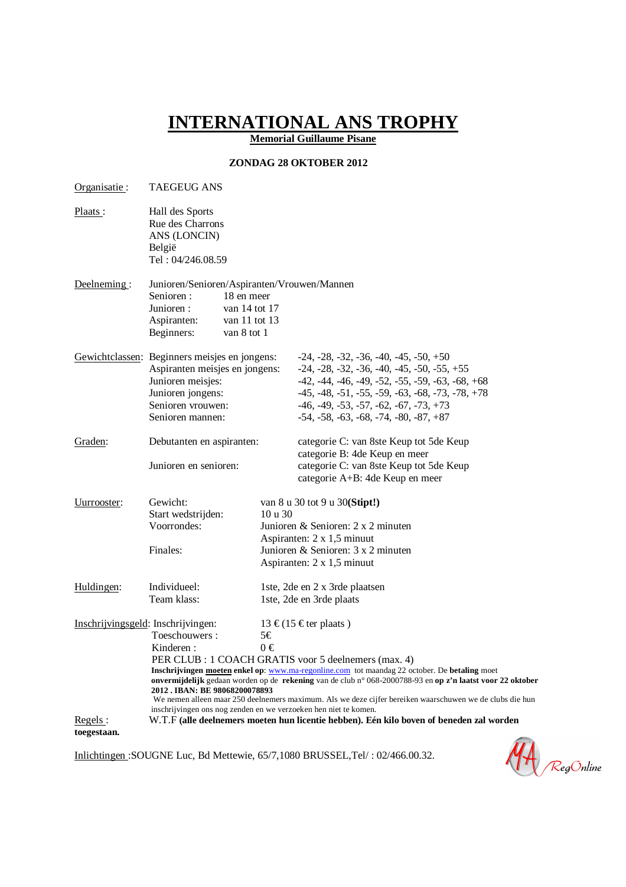# INTERNATIONAL ANS TROPHY

**Memorial Guillaume Pisane**

**ZONDAG 28 OKTOBER 2012**

Organisatie : TAEGEUG ANS

Plaats : Hall des Sports
Rue des Charrons
ANS (LONCIN)
België
Tel : 04/246.08.59

Deelneming : Junioren/Senioren/Aspiranten/Vrouwen/Mannen

| | |
|---|---|
| Senioren : | 18 en meer |
| Junioren : | van 14 tot 17 |
| Aspiranten: | van 11 tot 13 |
| Beginners: | van 8 tot 1 |

Gewichtclassen:

| | |
|---|---|
| Beginners meisjes en jongens: | -24, -28, -32, -36, -40, -45, -50, +50 |
| Aspiranten meisjes en jongens: | -24, -28, -32, -36, -40, -45, -50, -55, +55 |
| Junioren meisjes: | -42, -44, -46, -49, -52, -55, -59, -63, -68, +68 |
| Junioren jongens: | -45, -48, -51, -55, -59, -63, -68, -73, -78, +78 |
| Senioren vrouwen: | -46, -49, -53, -57, -62, -67, -73, +73 |
| Senioren mannen: | -54, -58, -63, -68, -74, -80, -87, +87 |

Graden:

| | |
|---|---|
| Debutanten en aspiranten: | categorie C: van 8ste Keup tot 5de Keup<br>categorie B: 4de Keup en meer |
| Junioren en senioren: | categorie C: van 8ste Keup tot 5de Keup<br>categorie A+B: 4de Keup en meer |

Uurrooster:

| | |
|---|---|
| Gewicht: | van 8 u 30 tot 9 u 30**(Stipt!)** |
| Start wedstrijden: | 10 u 30 |
| Voorrondes: | Junioren & Senioren: 2 x 2 minuten<br>Aspiranten: 2 x 1,5 minuut |
| Finales: | Junioren & Senioren: 3 x 2 minuten<br>Aspiranten: 2 x 1,5 minuut |

Huldingen:

| | |
|---|---|
| Individueel: | 1ste, 2de en 2 x 3rde plaatsen |
| Team klass: | 1ste, 2de en 3rde plaats |

Inschrijvingsgeld:

| | |
|---|---|
| Inschrijvingen: | 13 € (15 € ter plaats ) |
| Toeschouwers : | 5€ |
| Kinderen : | 0 € |

PER CLUB : 1 COACH GRATIS voor 5 deelnemers (max. 4)

**Inschrijvingen moeten enkel op**: www.ma-regonline.com tot maandag 22 october. De **betaling** moet **onvermijdelijk** gedaan worden op de **rekening** van de club n° 068-2000788-93 en **op z'n laatst voor 22 oktober 2012 . IBAN: BE 98068200078893**

We nemen alleen maar 250 deelnemers maximum. Als we deze cijfer bereiken waarschuwen we de clubs die hun inschrijvingen ons nog zenden en we verzoeken hen niet te komen.

Regels : W.T.F **(alle deelnemers moeten hun licentie hebben). Eén kilo boven of beneden zal worden toegestaan.**

Inlichtingen :SOUGNE Luc, Bd Mettewie, 65/7,1080 BRUSSEL,Tel/ : 02/466.00.32.

MA RegOnline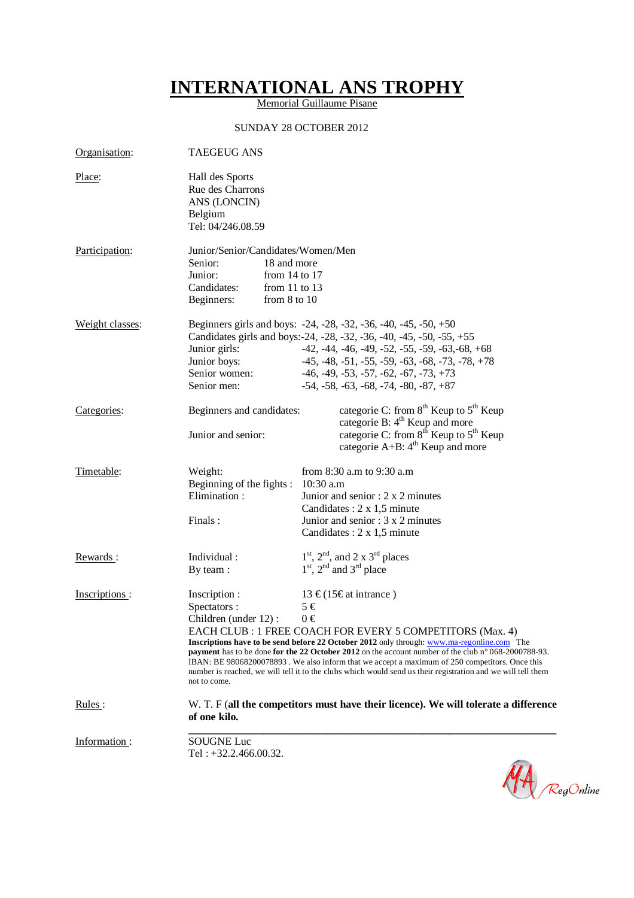# INTERNATIONAL ANS TROPHY

Memorial Guillaume Pisane

SUNDAY 28 OCTOBER 2012

Organisation: TAEGEUG ANS

Place: Hall des Sports
Rue des Charrons
ANS (LONCIN)
Belgium
Tel: 04/246.08.59

Participation: Junior/Senior/Candidates/Women/Men

| | |
|---|---|
| Senior: | 18 and more |
| Junior: | from 14 to 17 |
| Candidates: | from 11 to 13 |
| Beginners: | from 8 to 10 |

Weight classes:

| | |
|---|---|
| Beginners girls and boys: | -24, -28, -32, -36, -40, -45, -50, +50 |
| Candidates girls and boys: | -24, -28, -32, -36, -40, -45, -50, -55, +55 |
| Junior girls: | -42, -44, -46, -49, -52, -55, -59, -63,-68, +68 |
| Junior boys: | -45, -48, -51, -55, -59, -63, -68, -73, -78, +78 |
| Senior women: | -46, -49, -53, -57, -62, -67, -73, +73 |
| Senior men: | -54, -58, -63, -68, -74, -80, -87, +87 |

Categories:

| | |
|---|---|
| Beginners and candidates: | categorie C: from 8th Keup to 5th Keup<br>categorie B: 4th Keup and more |
| Junior and senior: | categorie C: from 8th Keup to 5th Keup<br>categorie A+B: 4th Keup and more |

Timetable:

| | |
|---|---|
| Weight: | from 8:30 a.m to 9:30 a.m |
| Beginning of the fights : | 10:30 a.m |
| Elimination : | Junior and senior : 2 x 2 minutes<br>Candidates : 2 x 1,5 minute |
| Finals : | Junior and senior : 3 x 2 minutes<br>Candidates : 2 x 1,5 minute |

Rewards :

| | |
|---|---|
| Individual : | 1st, 2nd, and 2 x 3rd places |
| By team : | 1st, 2nd and 3rd place |

Inscriptions :

| | |
|---|---|
| Inscription : | 13 € (15€ at intrance ) |
| Spectators : | 5 € |
| Children (under 12) : | 0 € |

EACH CLUB : 1 FREE COACH FOR EVERY 5 COMPETITORS (Max. 4)

**Inscriptions have to be send before 22 October 2012** only through: www.ma-regonline.com The **payment** has to be done **for the 22 October 2012** on the account number of the club n° 068-2000788-93. IBAN: BE 98068200078893 . We also inform that we accept a maximum of 250 competitors. Once this number is reached, we will tell it to the clubs which would send us their registration and we will tell them not to come.

Rules : W. T. F (**all the competitors must have their licence). We will tolerate a difference of one kilo.**

Information : SOUGNE Luc
Tel : +32.2.466.00.32.

MA RegOnline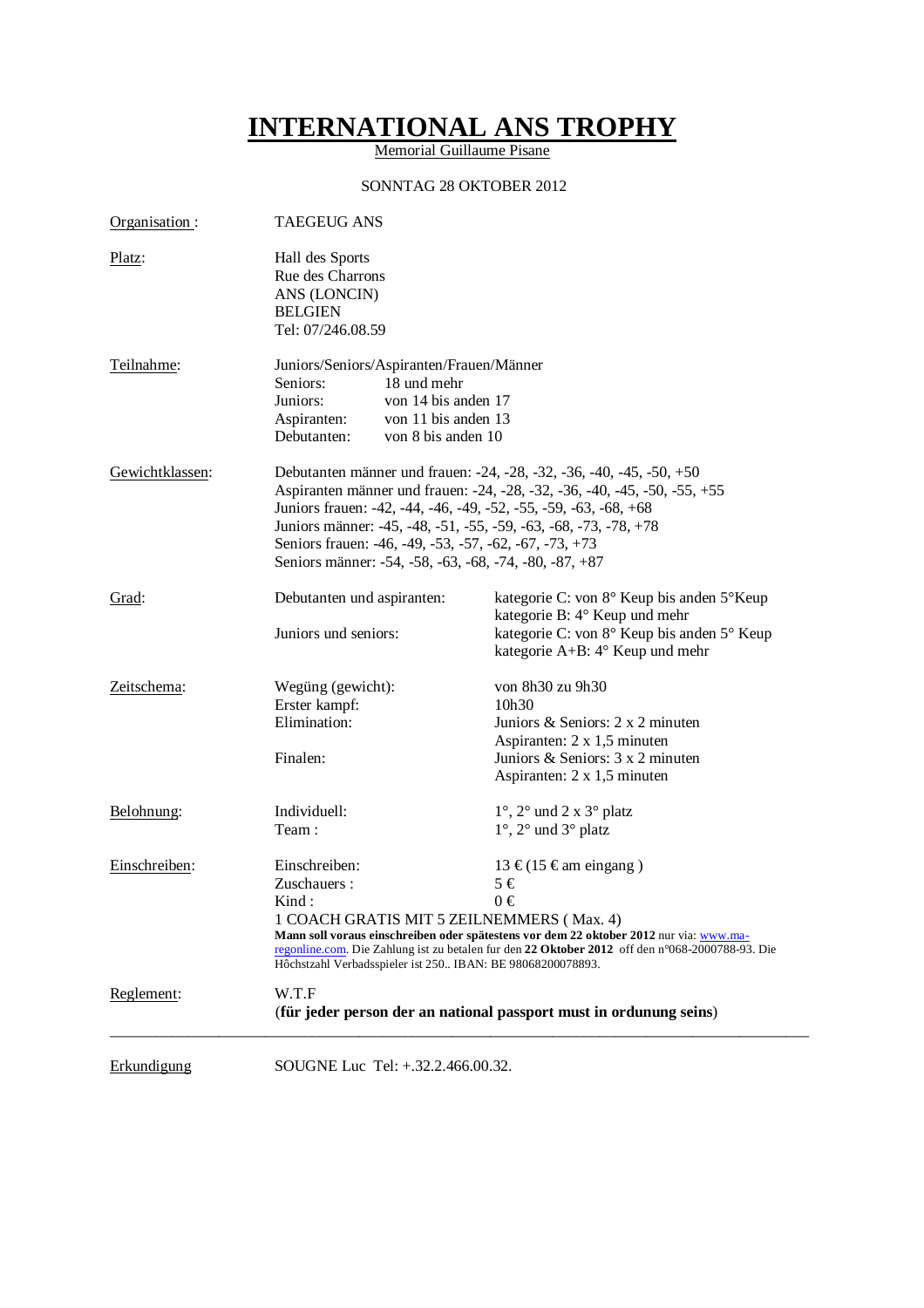# INTERNATIONAL ANS TROPHY

Memorial Guillaume Pisane

SONNTAG 28 OKTOBER 2012

| | | |
|---|---|---|
| Organisation : | TAEGEUG ANS | |
| Platz: | Hall des Sports<br>Rue des Charrons<br>ANS (LONCIN)<br>BELGIEN<br>Tel: 07/246.08.59 | |
| Teilnahme: | Juniors/Seniors/Aspiranten/Frauen/Männer<br>Seniors: 18 und mehr<br>Juniors: von 14 bis anden 17<br>Aspiranten: von 11 bis anden 13<br>Debutanten: von 8 bis anden 10 | |
| Gewichtklassen: | Debutanten männer und frauen: -24, -28, -32, -36, -40, -45, -50, +50<br>Aspiranten männer und frauen: -24, -28, -32, -36, -40, -45, -50, -55, +55<br>Juniors frauen: -42, -44, -46, -49, -52, -55, -59, -63, -68, +68<br>Juniors männer: -45, -48, -51, -55, -59, -63, -68, -73, -78, +78<br>Seniors frauen: -46, -49, -53, -57, -62, -67, -73, +73<br>Seniors männer: -54, -58, -63, -68, -74, -80, -87, +87 | |
| Grad: | Debutanten und aspiranten: | kategorie C: von 8° Keup bis anden 5°Keup<br>kategorie B: 4° Keup und mehr |
| | Juniors und seniors: | kategorie C: von 8° Keup bis anden 5° Keup<br>kategorie A+B: 4° Keup und mehr |
| Zeitschema: | Wegüng (gewicht): | von 8h30 zu 9h30 |
| | Erster kampf: | 10h30 |
| | Elimination: | Juniors & Seniors: 2 x 2 minuten<br>Aspiranten: 2 x 1,5 minuten |
| | Finalen: | Juniors & Seniors: 3 x 2 minuten<br>Aspiranten: 2 x 1,5 minuten |
| Belohnung: | Individuell: | 1°, 2° und 2 x 3° platz |
| | Team : | 1°, 2° und 3° platz |
| Einschreiben: | Einschreiben: | 13 € (15 € am eingang ) |
| | Zuschauers : | 5 € |
| | Kind : | 0 € |
| | 1 COACH GRATIS MIT 5 ZEILNEMMERS ( Max. 4)<br>**Mann soll voraus einschreiben oder spätestens vor dem 22 oktober 2012** nur via: www.ma-regonline.com. Die Zahlung ist zu betalen fur den **22 Oktober 2012** off den n°068-2000788-93. Die Hôchstzahl Verbadsspieler ist 250.. IBAN: BE 98068200078893. | |
| Reglement: | W.T.F<br>(**für jeder person der an national passport must in ordunung seins**) | |

---

Erkundigung SOUGNE Luc Tel: +.32.2.466.00.32.